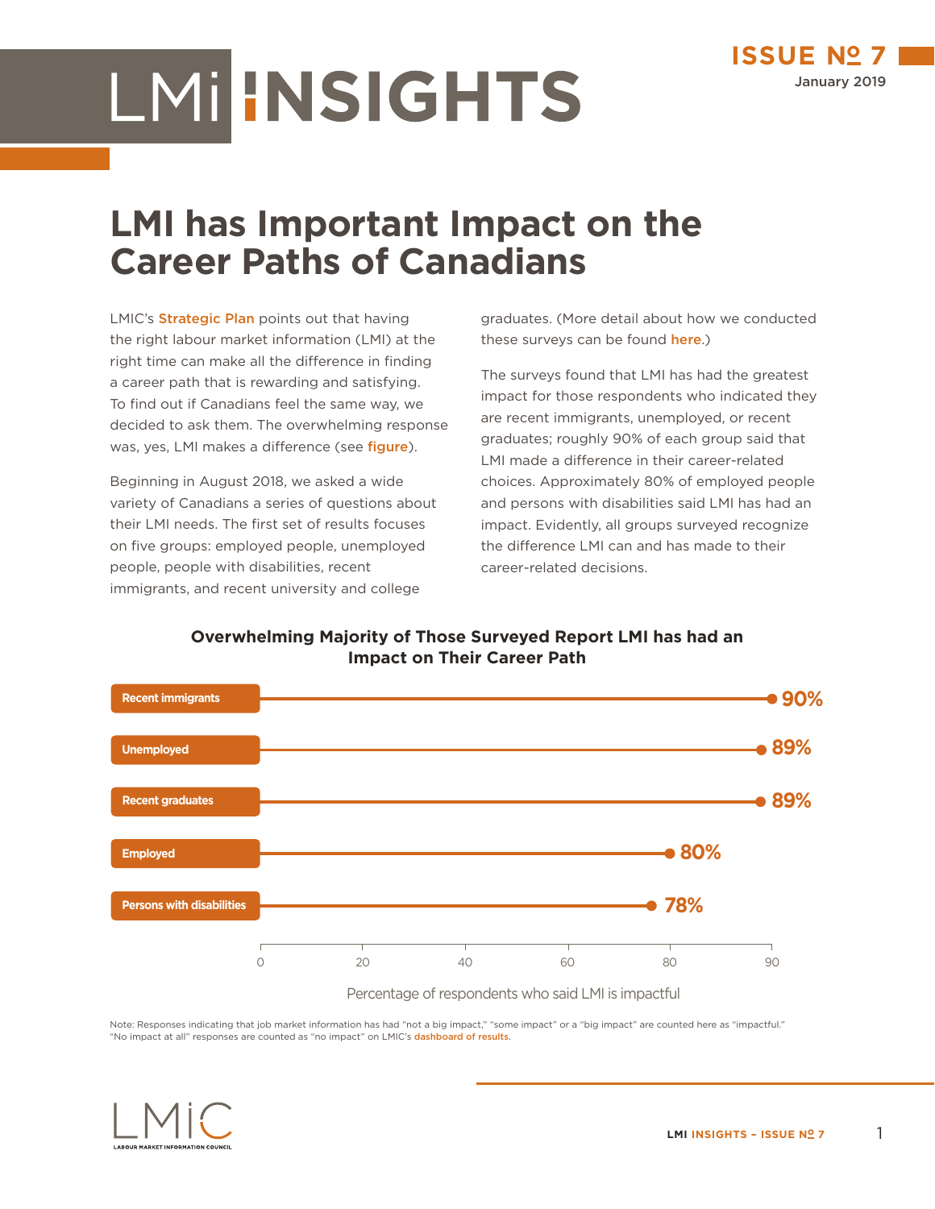# LMI INSIGHTS

**ISSUE № 7**
January 2019

# LMI has Important Impact on the Career Paths of Canadians

LMIC's Strategic Plan points out that having the right labour market information (LMI) at the right time can make all the difference in finding a career path that is rewarding and satisfying. To find out if Canadians feel the same way, we decided to ask them. The overwhelming response was, yes, LMI makes a difference (see figure).

Beginning in August 2018, we asked a wide variety of Canadians a series of questions about their LMI needs. The first set of results focuses on five groups: employed people, unemployed people, people with disabilities, recent immigrants, and recent university and college graduates. (More detail about how we conducted these surveys can be found here.)

The surveys found that LMI has had the greatest impact for those respondents who indicated they are recent immigrants, unemployed, or recent graduates; roughly 90% of each group said that LMI made a difference in their career-related choices. Approximately 80% of employed people and persons with disabilities said LMI has had an impact. Evidently, all groups surveyed recognize the difference LMI can and has made to their career-related decisions.

**Overwhelming Majority of Those Surveyed Report LMI has had an Impact on Their Career Path**

| Group | Percentage of respondents who said LMI is impactful |
|---|---|
| Recent immigrants | 90% |
| Unemployed | 89% |
| Recent graduates | 89% |
| Employed | 80% |
| Persons with disabilities | 78% |

Note: Responses indicating that job market information has had "not a big impact," "some impact" or a "big impact" are counted here as "impactful." "No impact at all" responses are counted as "no impact" on LMIC's dashboard of results.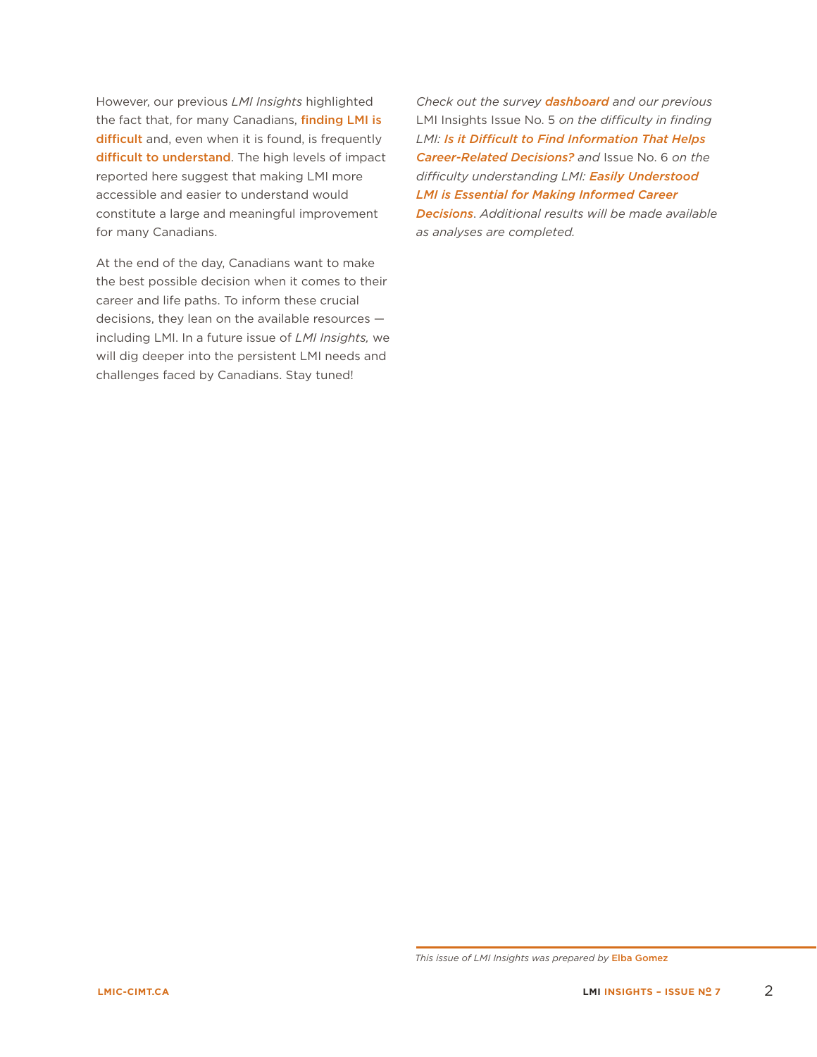However, our previous *LMI Insights* highlighted the fact that, for many Canadians, **finding LMI is difficult** and, even when it is found, is frequently **difficult to understand**. The high levels of impact reported here suggest that making LMI more accessible and easier to understand would constitute a large and meaningful improvement for many Canadians.

At the end of the day, Canadians want to make the best possible decision when it comes to their career and life paths. To inform these crucial decisions, they lean on the available resources — including LMI. In a future issue of *LMI Insights,* we will dig deeper into the persistent LMI needs and challenges faced by Canadians. Stay tuned!

*Check out the survey* ***dashboard*** *and our previous* LMI Insights Issue No. 5 *on the difficulty in finding LMI:* ***Is it Difficult to Find Information That Helps Career-Related Decisions?*** *and* Issue No. 6 *on the difficulty understanding LMI:* ***Easily Understood LMI is Essential for Making Informed Career Decisions****. Additional results will be made available as analyses are completed.*

*This issue of LMI Insights was prepared by* Elba Gomez